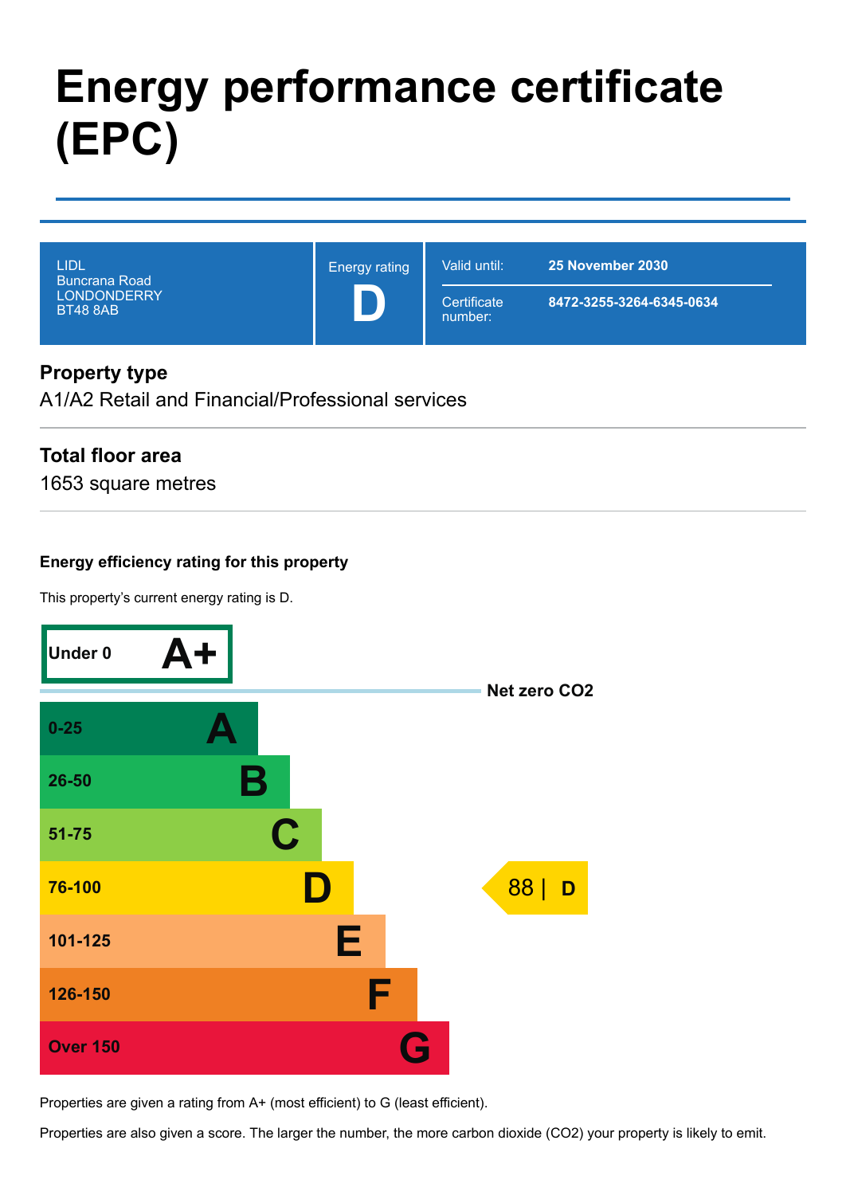# Energy performance certificate (EPC)

| LIDL<br>Buncrana Road<br>LONDONDERRY<br>BT48 8AB | Energy rating<br>**D** | Valid until: **25 November 2030**<br>Certificate number: **8472-3255-3264-6345-0634** |
|---|---|---|

## Property type

A1/A2 Retail and Financial/Professional services

## Total floor area

1653 square metres

### Energy efficiency rating for this property

This property's current energy rating is D.

| Score | Rating |
|---|---|
| Under 0 | A+ |
| 0-25 | A |
| 26-50 | B |
| 51-75 | C |
| 76-100 | D |
| 101-125 | E |
| 126-150 | F |
| Over 150 | G |

Net zero $CO_2$

This property: 88 | D

Properties are given a rating from A+ (most efficient) to G (least efficient).

Properties are also given a score. The larger the number, the more carbon dioxide ($CO_2$) your property is likely to emit.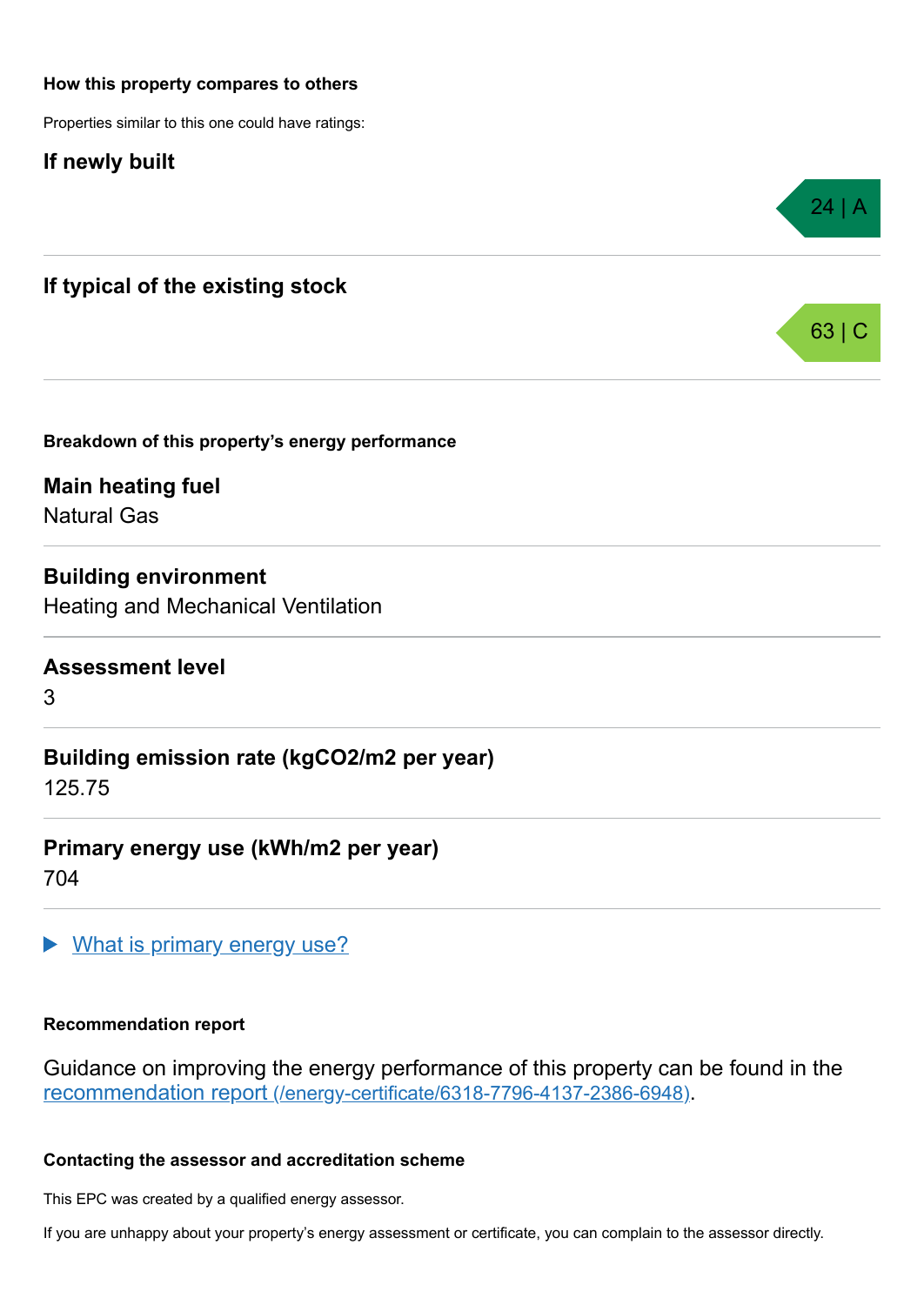### How this property compares to others

Properties similar to this one could have ratings:

## If newly built

24 | A

## If typical of the existing stock

63 | C

### Breakdown of this property's energy performance

**Main heating fuel**
Natural Gas

**Building environment**
Heating and Mechanical Ventilation

**Assessment level**
3

**Building emission rate (kgCO2/m2 per year)**
125.75

**Primary energy use (kWh/m2 per year)**
704

▶ What is primary energy use?

### Recommendation report

Guidance on improving the energy performance of this property can be found in the recommendation report (/energy-certificate/6318-7796-4137-2386-6948).

### Contacting the assessor and accreditation scheme

This EPC was created by a qualified energy assessor.

If you are unhappy about your property's energy assessment or certificate, you can complain to the assessor directly.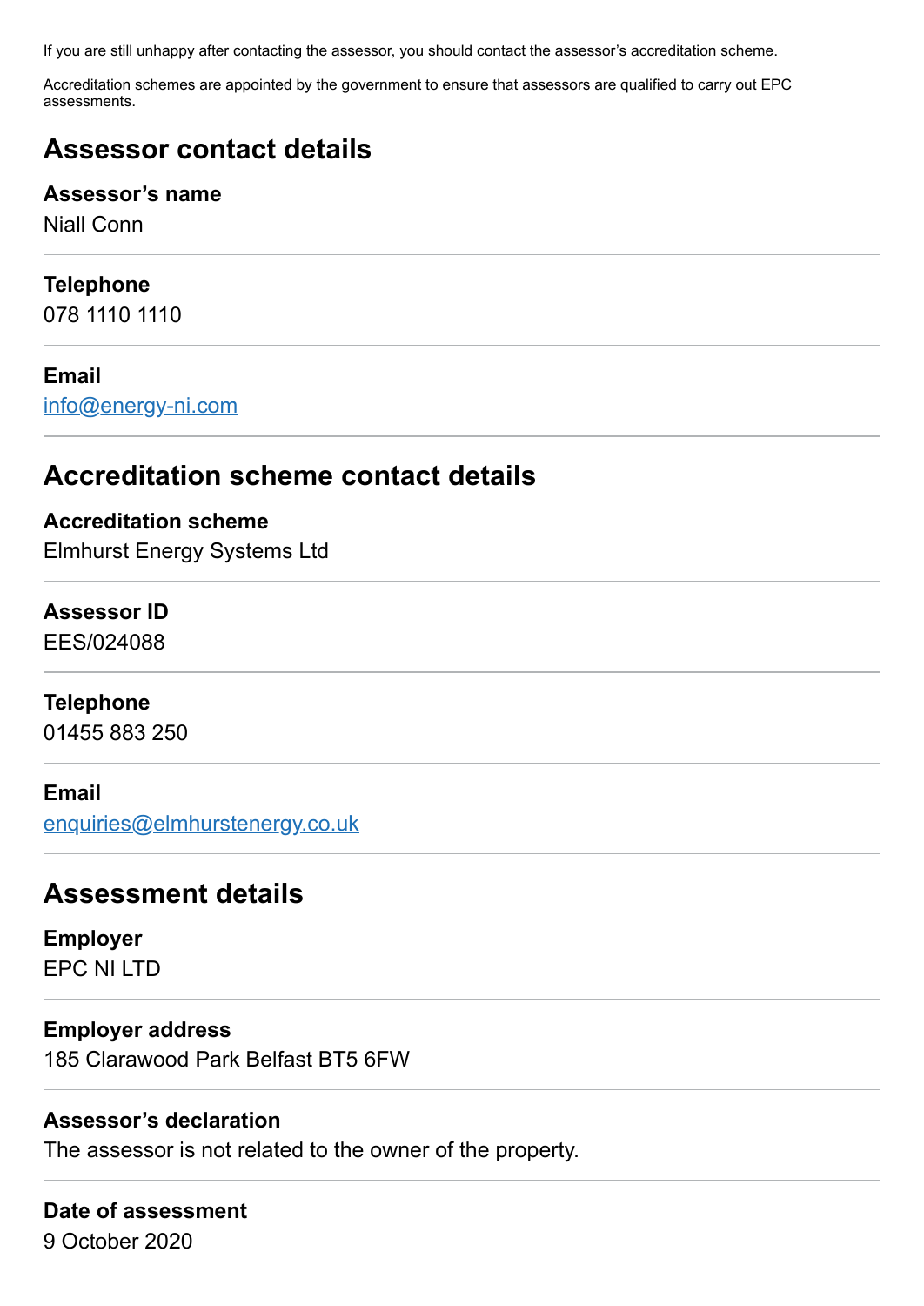If you are still unhappy after contacting the assessor, you should contact the assessor's accreditation scheme.

Accreditation schemes are appointed by the government to ensure that assessors are qualified to carry out EPC assessments.

## Assessor contact details

**Assessor's name**
Niall Conn

**Telephone**
078 1110 1110

**Email**
info@energy-ni.com

## Accreditation scheme contact details

**Accreditation scheme**
Elmhurst Energy Systems Ltd

**Assessor ID**
EES/024088

**Telephone**
01455 883 250

**Email**
enquiries@elmhurstenergy.co.uk

## Assessment details

**Employer**
EPC NI LTD

**Employer address**
185 Clarawood Park Belfast BT5 6FW

**Assessor's declaration**
The assessor is not related to the owner of the property.

**Date of assessment**
9 October 2020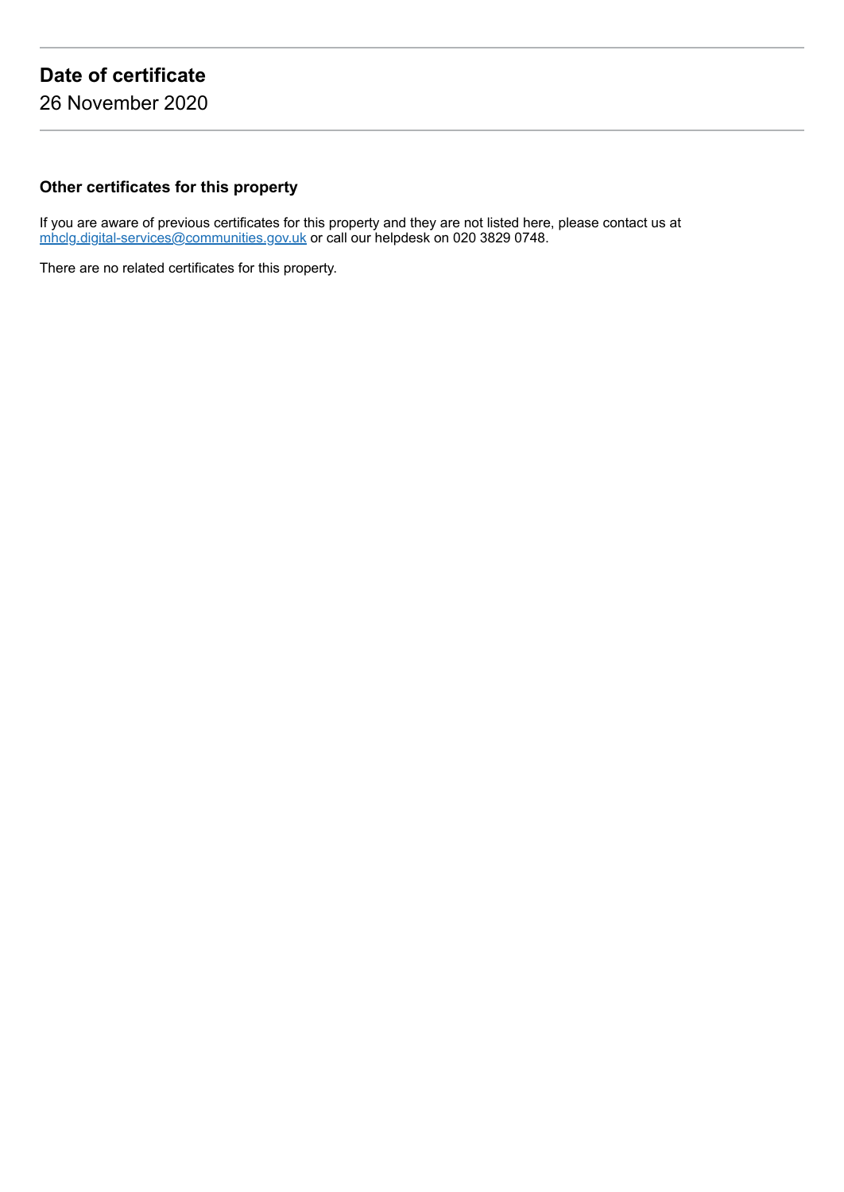## Date of certificate

26 November 2020

### Other certificates for this property

If you are aware of previous certificates for this property and they are not listed here, please contact us at mhclg.digital-services@communities.gov.uk or call our helpdesk on 020 3829 0748.

There are no related certificates for this property.